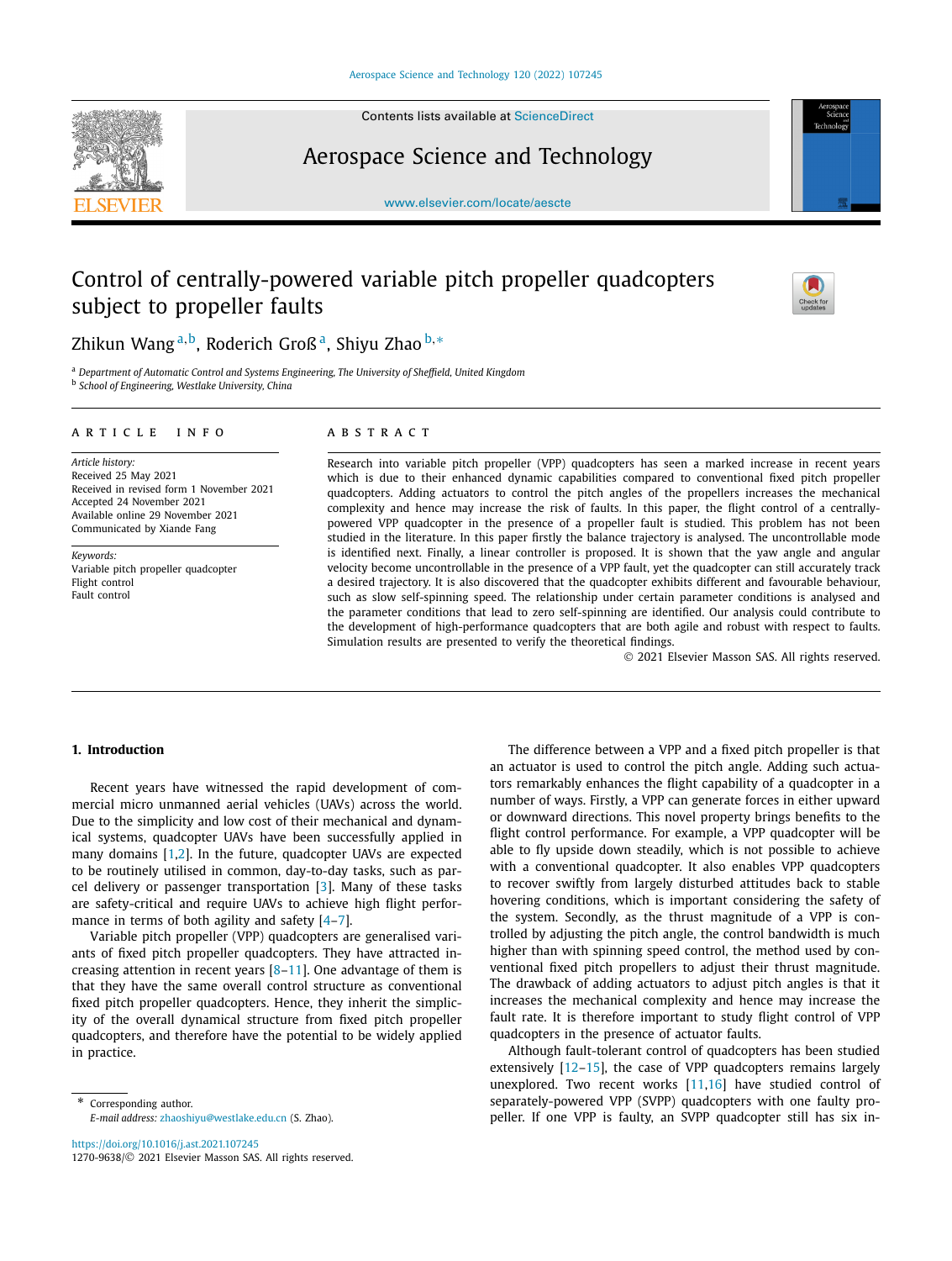# Control of centrally-powered variable pitch propeller quadcopters subject to propeller faults

Zikun Wang [a,b], Roderich Groß [a], Shiyu Zhao [b,*]

[a] *Department of Automatic Control and Systems Engineering, The University of Sheffield, United Kingdom*
[b] *School of Engineering, Westlake University, China*

## ARTICLE INFO

*Article history:*
Received 25 May 2021
Received in revised form 1 November 2021
Accepted 24 November 2021
Available online 29 November 2021
Communicated by Xiande Fang

*Keywords:*
Variable pitch propeller quadcopter
Flight control
Fault control

## ABSTRACT

Research into variable pitch propeller (VPP) quadcopters has seen a marked increase in recent years which is due to their enhanced dynamic capabilities compared to conventional fixed pitch propeller quadcopters. Adding actuators to control the pitch angles of the propellers increases the mechanical complexity and hence may increase the risk of faults. In this paper, the flight control of a centrally-powered VPP quadcopter in the presence of a propeller fault is studied. This problem has not been studied in the literature. In this paper firstly the balance trajectory is analysed. The uncontrollable mode is identified next. Finally, a linear controller is proposed. It is shown that the yaw angle and angular velocity become uncontrollable in the presence of a VPP fault, yet the quadcopter can still accurately track a desired trajectory. It is also discovered that the quadcopter exhibits different and favourable behaviour, such as slow self-spinning speed. The relationship under certain parameter conditions is analysed and the parameter conditions that lead to zero self-spinning are identified. Our analysis could contribute to the development of high-performance quadcopters that are both agile and robust with respect to faults. Simulation results are presented to verify the theoretical findings.

© 2021 Elsevier Masson SAS. All rights reserved.

## 1. Introduction

Recent years have witnessed the rapid development of commercial micro unmanned aerial vehicles (UAVs) across the world. Due to the simplicity and low cost of their mechanical and dynamical systems, quadcopter UAVs have been successfully applied in many domains [1,2]. In the future, quadcopter UAVs are expected to be routinely utilised in common, day-to-day tasks, such as parcel delivery or passenger transportation [3]. Many of these tasks are safety-critical and require UAVs to achieve high flight performance in terms of both agility and safety [4–7].

Variable pitch propeller (VPP) quadcopters are generalised variants of fixed pitch propeller quadcopters. They have attracted increasing attention in recent years [8–11]. One advantage of them is that they have the same overall control structure as conventional fixed pitch propeller quadcopters. Hence, they inherit the simplicity of the overall dynamical structure from fixed pitch propeller quadcopters, and therefore have the potential to be widely applied in practice.

The difference between a VPP and a fixed pitch propeller is that an actuator is used to control the pitch angle. Adding such actuators remarkably enhances the flight capability of a quadcopter in a number of ways. Firstly, a VPP can generate forces in either upward or downward directions. This novel property brings benefits to the flight control performance. For example, a VPP quadcopter will be able to fly upside down steadily, which is not possible to achieve with a conventional quadcopter. It also enables VPP quadcopters to recover swiftly from largely disturbed attitudes back to stable hovering conditions, which is important considering the safety of the system. Secondly, as the thrust magnitude of a VPP is controlled by adjusting the pitch angle, the control bandwidth is much higher than with spinning speed control, the method used by conventional fixed pitch propellers to adjust their thrust magnitude. The drawback of adding actuators to adjust pitch angles is that it increases the mechanical complexity and hence may increase the fault rate. It is therefore important to study flight control of VPP quadcopters in the presence of actuator faults.

Although fault-tolerant control of quadcopters has been studied extensively [12–15], the case of VPP quadcopters remains largely unexplored. Two recent works [11,16] have studied control of separately-powered VPP (SVPP) quadcopters with one faulty propeller. If one VPP is faulty, an SVPP quadcopter still has six in-

* Corresponding author.
*E-mail address:* zhaoshiyu@westlake.edu.cn (S. Zhao).

https://doi.org/10.1016/j.ast.2021.107245
1270-9638/© 2021 Elsevier Masson SAS. All rights reserved.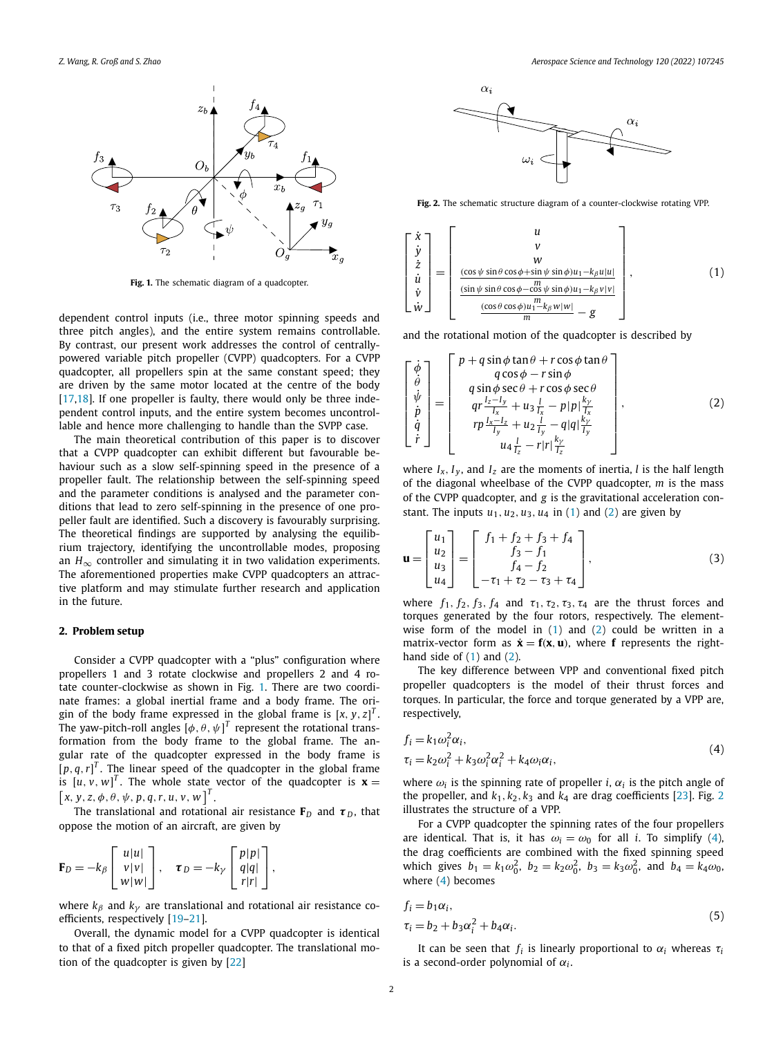Fig. 1. The schematic diagram of a quadcopter.

dependent control inputs (i.e., three motor spinning speeds and three pitch angles), and the entire system remains controllable. By contrast, our present work addresses the control of centrally-powered variable pitch propeller (CVPP) quadcopters. For a CVPP quadcopter, all propellers spin at the same constant speed; they are driven by the same motor located at the centre of the body [17,18]. If one propeller is faulty, there would only be three independent control inputs, and the entire system becomes uncontrollable and hence more challenging to handle than the SVPP case.

The main theoretical contribution of this paper is to discover that a CVPP quadcopter can exhibit different but favourable behaviour such as a slow self-spinning speed in the presence of a propeller fault. The relationship between the self-spinning speed and the parameter conditions is analysed and the parameter conditions that lead to zero self-spinning in the presence of one propeller fault are identified. Such a discovery is favourably surprising. The theoretical findings are supported by analysing the equilibrium trajectory, identifying the uncontrollable modes, proposing an $H_\infty$ controller and simulating it in two validation experiments. The aforementioned properties make CVPP quadcopters an attractive platform and may stimulate further research and application in the future.

## 2. Problem setup

Consider a CVPP quadcopter with a "plus" configuration where propellers 1 and 3 rotate clockwise and propellers 2 and 4 rotate counter-clockwise as shown in Fig. 1. There are two coordinate frames: a global inertial frame and a body frame. The origin of the body frame expressed in the global frame is $[x, y, z]^T$. The yaw-pitch-roll angles $[\phi, \theta, \psi]^T$ represent the rotational transformation from the body frame to the global frame. The angular rate of the quadcopter expressed in the body frame is $[p, q, r]^T$. The linear speed of the quadcopter in the global frame is $[u, v, w]^T$. The whole state vector of the quadcopter is $\mathbf{x} = \left[x, y, z, \phi, \theta, \psi, p, q, r, u, v, w\right]^T$.

The translational and rotational air resistance $\mathbf{F}_D$ and $\boldsymbol{\tau}_D$, that oppose the motion of an aircraft, are given by

$$\mathbf{F}_D = -k_\beta \begin{bmatrix} u|u| \\ v|v| \\ w|w| \end{bmatrix}, \quad \boldsymbol{\tau}_D = -k_\gamma \begin{bmatrix} p|p| \\ q|q| \\ r|r| \end{bmatrix},$$

where $k_\beta$ and $k_\gamma$ are translational and rotational air resistance coefficients, respectively [19–21].

Overall, the dynamic model for a CVPP quadcopter is identical to that of a fixed pitch propeller quadcopter. The translational motion of the quadcopter is given by [22]

Fig. 2. The schematic structure diagram of a counter-clockwise rotating VPP.

$$\begin{bmatrix} \dot{x} \\ \dot{y} \\ \dot{z} \\ \dot{u} \\ \dot{v} \\ \dot{w} \end{bmatrix} = \begin{bmatrix} u \\ v \\ w \\ \frac{(\cos\psi\sin\theta\cos\phi + \sin\psi\sin\phi)u_1 - k_\beta u|u|}{m} \\ \frac{(\sin\psi\sin\theta\cos\phi - \cos\psi\sin\phi)u_1 - k_\beta v|v|}{m} \\ \frac{(\cos\theta\cos\phi)u_1 - k_\beta w|w|}{m} - g \end{bmatrix}, \tag{1}$$

and the rotational motion of the quadcopter is described by

$$\begin{bmatrix} \dot{\phi} \\ \dot{\theta} \\ \dot{\psi} \\ \dot{p} \\ \dot{q} \\ \dot{r} \end{bmatrix} = \begin{bmatrix} p + q\sin\phi\tan\theta + r\cos\phi\tan\theta \\ q\cos\phi - r\sin\phi \\ q\sin\phi\sec\theta + r\cos\phi\sec\theta \\ qr\frac{I_z - I_y}{I_x} + u_3\frac{l}{I_x} - p|p|\frac{k_\gamma}{I_x} \\ rp\frac{I_x - I_z}{I_y} + u_2\frac{l}{I_y} - q|q|\frac{k_\gamma}{I_y} \\ u_4\frac{l}{I_z} - r|r|\frac{k_\gamma}{I_z} \end{bmatrix}, \tag{2}$$

where $I_x$, $I_y$, and $I_z$ are the moments of inertia, $l$ is the half length of the diagonal wheelbase of the CVPP quadcopter, $m$ is the mass of the CVPP quadcopter, and $g$ is the gravitational acceleration constant. The inputs $u_1, u_2, u_3, u_4$ in (1) and (2) are given by

$$\mathbf{u} = \begin{bmatrix} u_1 \\ u_2 \\ u_3 \\ u_4 \end{bmatrix} = \begin{bmatrix} f_1 + f_2 + f_3 + f_4 \\ f_3 - f_1 \\ f_4 - f_2 \\ -\tau_1 + \tau_2 - \tau_3 + \tau_4 \end{bmatrix}, \tag{3}$$

where $f_1, f_2, f_3, f_4$ and $\tau_1, \tau_2, \tau_3, \tau_4$ are the thrust forces and torques generated by the four rotors, respectively. The element-wise form of the model in (1) and (2) could be written in a matrix-vector form as $\dot{\mathbf{x}} = \mathbf{f}(\mathbf{x}, \mathbf{u})$, where $\mathbf{f}$ represents the right-hand side of (1) and (2).

The key difference between VPP and conventional fixed pitch propeller quadcopters is the model of their thrust forces and torques. In particular, the force and torque generated by a VPP are, respectively,

$$\begin{aligned} f_i &= k_1\omega_i^2\alpha_i, \\ \tau_i &= k_2\omega_i^2 + k_3\omega_i^2\alpha_i^2 + k_4\omega_i\alpha_i, \end{aligned} \tag{4}$$

where $\omega_i$ is the spinning rate of propeller $i$, $\alpha_i$ is the pitch angle of the propeller, and $k_1, k_2, k_3$ and $k_4$ are drag coefficients [23]. Fig. 2 illustrates the structure of a VPP.

For a CVPP quadcopter the spinning rates of the four propellers are identical. That is, it has $\omega_i = \omega_0$ for all $i$. To simplify (4), the drag coefficients are combined with the fixed spinning speed which gives $b_1 = k_1\omega_0^2$, $b_2 = k_2\omega_0^2$, $b_3 = k_3\omega_0^2$, and $b_4 = k_4\omega_0$, where (4) becomes

$$\begin{aligned} f_i &= b_1\alpha_i, \\ \tau_i &= b_2 + b_3\alpha_i^2 + b_4\alpha_i. \end{aligned} \tag{5}$$

It can be seen that $f_i$ is linearly proportional to $\alpha_i$ whereas $\tau_i$ is a second-order polynomial of $\alpha_i$.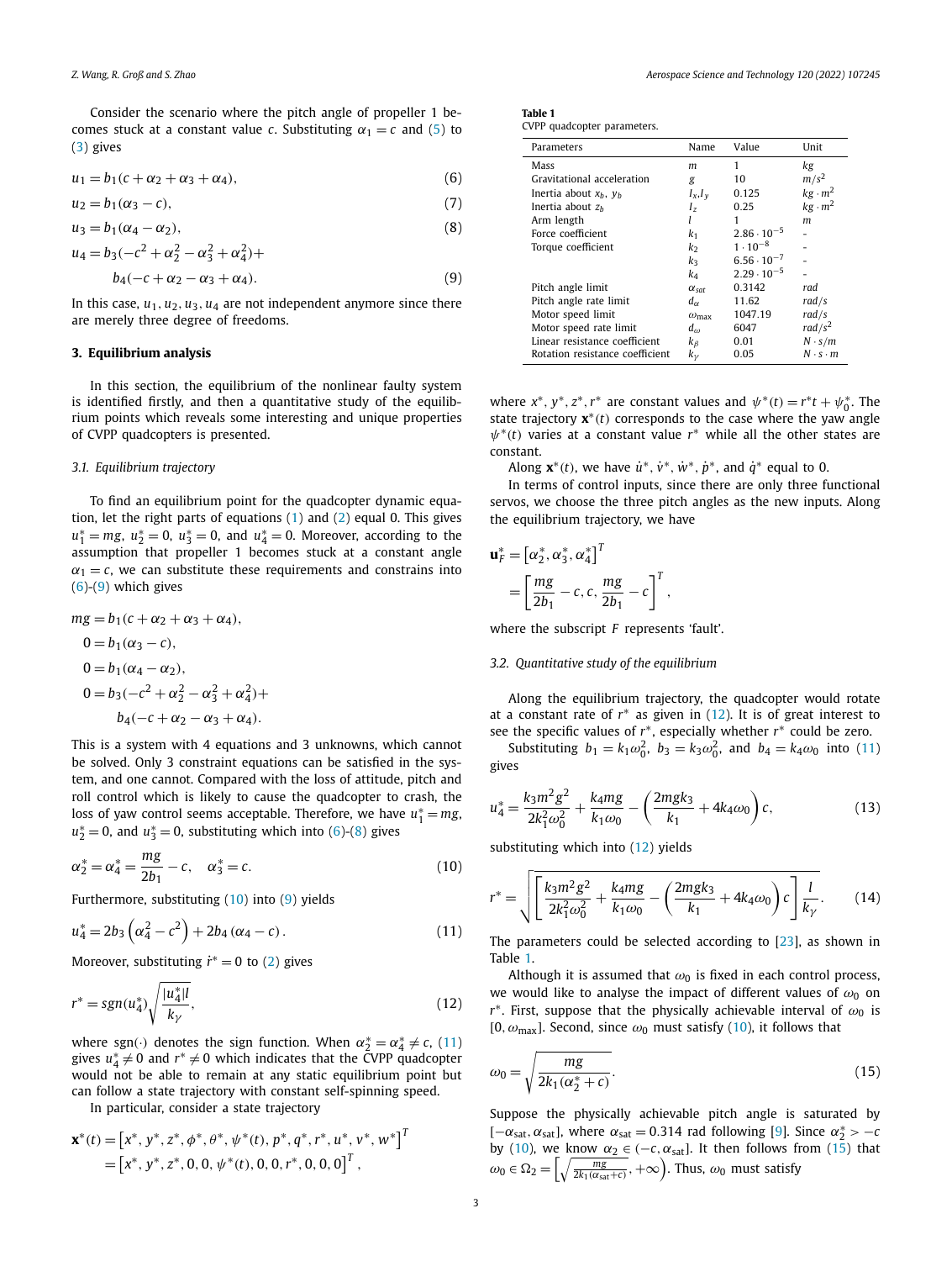Consider the scenario where the pitch angle of propeller 1 becomes stuck at a constant value $c$. Substituting $\alpha_1 = c$ and (5) to (3) gives

$$u_1 = b_1(c + \alpha_2 + \alpha_3 + \alpha_4), \tag{6}$$

$$u_2 = b_1(\alpha_3 - c), \tag{7}$$

$$u_3 = b_1(\alpha_4 - \alpha_2), \tag{8}$$

$$u_4 = b_3(-c^2 + \alpha_2^2 - \alpha_3^2 + \alpha_4^2) + b_4(-c + \alpha_2 - \alpha_3 + \alpha_4). \tag{9}$$

In this case, $u_1, u_2, u_3, u_4$ are not independent anymore since there are merely three degree of freedoms.

## 3. Equilibrium analysis

In this section, the equilibrium of the nonlinear faulty system is identified firstly, and then a quantitative study of the equilibrium points which reveals some interesting and unique properties of CVPP quadcopters is presented.

### 3.1. Equilibrium trajectory

To find an equilibrium point for the quadcopter dynamic equation, let the right parts of equations (1) and (2) equal 0. This gives $u_1^* = mg$, $u_2^* = 0$, $u_3^* = 0$, and $u_4^* = 0$. Moreover, according to the assumption that propeller 1 becomes stuck at a constant angle $\alpha_1 = c$, we can substitute these requirements and constrains into (6)-(9) which gives

$$mg = b_1(c + \alpha_2 + \alpha_3 + \alpha_4),$$
$$0 = b_1(\alpha_3 - c),$$
$$0 = b_1(\alpha_4 - \alpha_2),$$
$$0 = b_3(-c^2 + \alpha_2^2 - \alpha_3^2 + \alpha_4^2) + b_4(-c + \alpha_2 - \alpha_3 + \alpha_4).$$

This is a system with 4 equations and 3 unknowns, which cannot be solved. Only 3 constraint equations can be satisfied in the system, and one cannot. Compared with the loss of attitude, pitch and roll control which is likely to cause the quadcopter to crash, the loss of yaw control seems acceptable. Therefore, we have $u_1^* = mg$, $u_2^* = 0$, and $u_3^* = 0$, substituting which into (6)-(8) gives

$$\alpha_2^* = \alpha_4^* = \frac{mg}{2b_1} - c, \quad \alpha_3^* = c. \tag{10}$$

Furthermore, substituting (10) into (9) yields

$$u_4^* = 2b_3\left(\alpha_4^2 - c^2\right) + 2b_4\left(\alpha_4 - c\right). \tag{11}$$

Moreover, substituting $\dot{r}^* = 0$ to (2) gives

$$r^* = sgn(u_4^*)\sqrt{\frac{|u_4^*| l}{k_\gamma}}, \tag{12}$$

where $\mathrm{sgn}(\cdot)$ denotes the sign function. When $\alpha_2^* = \alpha_4^* \neq c$, (11) gives $u_4^* \neq 0$ and $r^* \neq 0$ which indicates that the CVPP quadcopter would not be able to remain at any static equilibrium point but can follow a state trajectory with constant self-spinning speed.

In particular, consider a state trajectory

$$\mathbf{x}^*(t) = \left[x^*, y^*, z^*, \phi^*, \theta^*, \psi^*(t), p^*, q^*, r^*, u^*, v^*, w^*\right]^T = \left[x^*, y^*, z^*, 0, 0, \psi^*(t), 0, 0, r^*, 0, 0, 0\right]^T,$$

where $x^*, y^*, z^*, r^*$ are constant values and $\psi^*(t) = r^* t + \psi_0^*$. The state trajectory $\mathbf{x}^*(t)$ corresponds to the case where the yaw angle $\psi^*(t)$ varies at a constant value $r^*$ while all the other states are constant.

Along $\mathbf{x}^*(t)$, we have $\dot{u}^*, \dot{v}^*, \dot{w}^*, \dot{p}^*$, and $\dot{q}^*$ equal to 0.

In terms of control inputs, since there are only three functional servos, we choose the three pitch angles as the new inputs. Along the equilibrium trajectory, we have

$$\mathbf{u}_F^* = \left[\alpha_2^*, \alpha_3^*, \alpha_4^*\right]^T = \left[\frac{mg}{2b_1} - c, c, \frac{mg}{2b_1} - c\right]^T,$$

where the subscript $F$ represents 'fault'.

### 3.2. Quantitative study of the equilibrium

Along the equilibrium trajectory, the quadcopter would rotate at a constant rate of $r^*$ as given in (12). It is of great interest to see the specific values of $r^*$, especially whether $r^*$ could be zero.

Substituting $b_1 = k_1\omega_0^2$, $b_3 = k_3\omega_0^2$, and $b_4 = k_4\omega_0$ into (11) gives

$$u_4^* = \frac{k_3 m^2 g^2}{2k_1^2\omega_0^2} + \frac{k_4 mg}{k_1\omega_0} - \left(\frac{2mgk_3}{k_1} + 4k_4\omega_0\right)c, \tag{13}$$

substituting which into (12) yields

$$r^* = \sqrt{\left[\frac{k_3 m^2 g^2}{2k_1^2\omega_0^2} + \frac{k_4 mg}{k_1\omega_0} - \left(\frac{2mgk_3}{k_1} + 4k_4\omega_0\right)c\right]\frac{l}{k_\gamma}}. \tag{14}$$

The parameters could be selected according to [23], as shown in Table 1.

**Table 1**
CVPP quadcopter parameters.

| Parameters | Name | Value | Unit |
|---|---|---|---|
| Mass | $m$ | 1 | $kg$ |
| Gravitational acceleration | $g$ | 10 | $m/s^2$ |
| Inertia about $x_b$, $y_b$ | $I_x$,$I_y$ | 0.125 | $kg \cdot m^2$ |
| Inertia about $z_b$ | $I_z$ | 0.25 | $kg \cdot m^2$ |
| Arm length | $l$ | 1 | $m$ |
| Force coefficient | $k_1$ | $2.86 \cdot 10^{-5}$ | - |
| Torque coefficient | $k_2$ | $1 \cdot 10^{-8}$ | - |
| | $k_3$ | $6.56 \cdot 10^{-7}$ | - |
| | $k_4$ | $2.29 \cdot 10^{-5}$ | - |
| Pitch angle limit | $\alpha_{sat}$ | 0.3142 | $rad$ |
| Pitch angle rate limit | $d_\alpha$ | 11.62 | $rad/s$ |
| Motor speed limit | $\omega_{\max}$ | 1047.19 | $rad/s$ |
| Motor speed rate limit | $d_\omega$ | 6047 | $rad/s^2$ |
| Linear resistance coefficient | $k_\beta$ | 0.01 | $N \cdot s/m$ |
| Rotation resistance coefficient | $k_\gamma$ | 0.05 | $N \cdot s \cdot m$ |

Although it is assumed that $\omega_0$ is fixed in each control process, we would like to analyse the impact of different values of $\omega_0$ on $r^*$. First, suppose that the physically achievable interval of $\omega_0$ is $[0, \omega_{\max}]$. Second, since $\omega_0$ must satisfy (10), it follows that

$$\omega_0 = \sqrt{\frac{mg}{2k_1(\alpha_2^* + c)}}. \tag{15}$$

Suppose the physically achievable pitch angle is saturated by $[-\alpha_{\text{sat}}, \alpha_{\text{sat}}]$, where $\alpha_{\text{sat}} = 0.314$ rad following [9]. Since $\alpha_2^* > -c$ by (10), we know $\alpha_2 \in (-c, \alpha_{\text{sat}}]$. It then follows from (15) that $\omega_0 \in \Omega_2 = \left[\sqrt{\frac{mg}{2k_1(\alpha_{\text{sat}}+c)}}, +\infty\right)$. Thus, $\omega_0$ must satisfy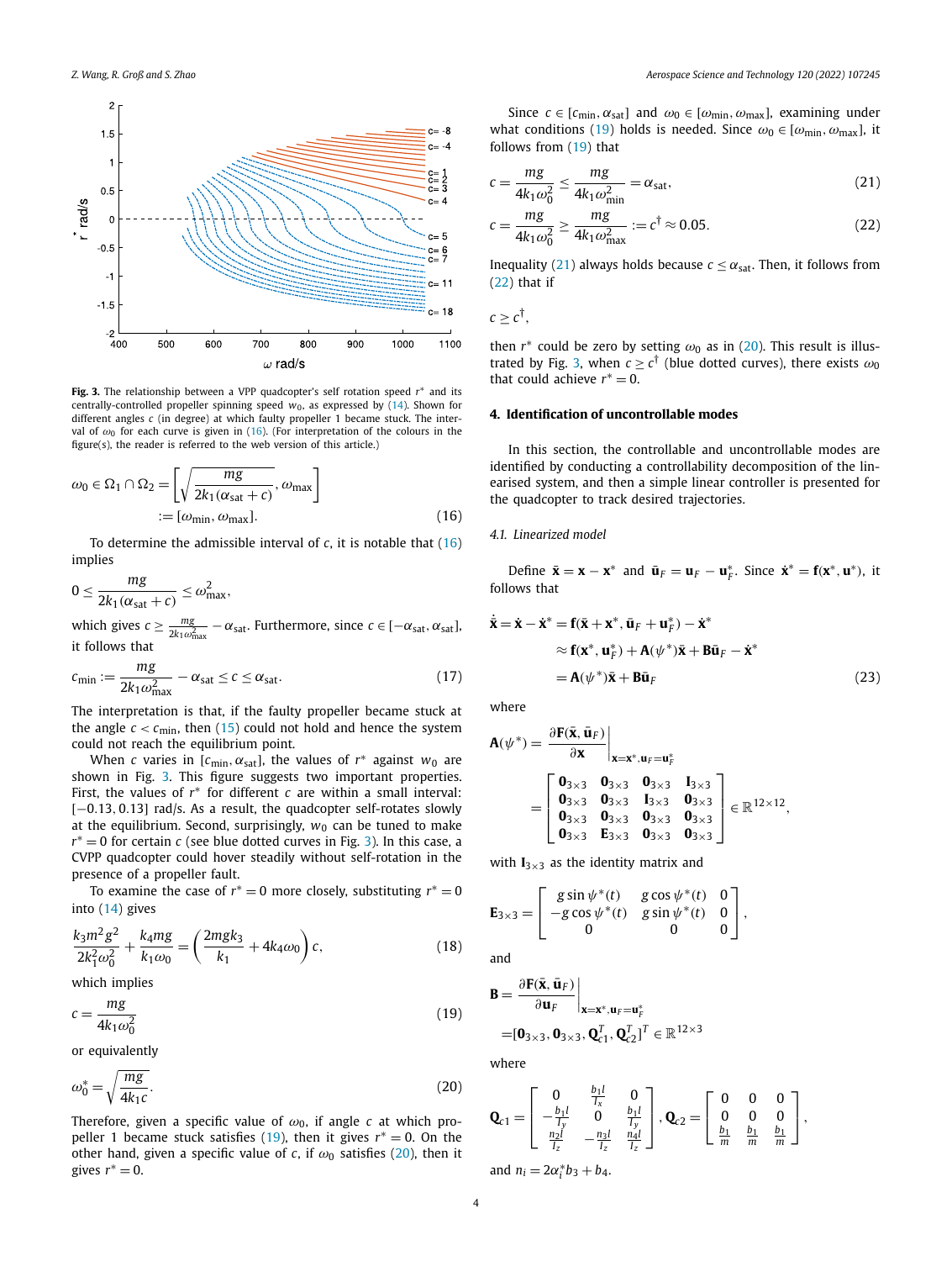**Fig. 3.** The relationship between a VPP quadcopter's self rotation speed $r^*$ and its centrally-controlled propeller spinning speed $w_0$, as expressed by (14). Shown for different angles $c$ (in degree) at which faulty propeller 1 became stuck. The interval of $\omega_0$ for each curve is given in (16). (For interpretation of the colours in the figure(s), the reader is referred to the web version of this article.)

$$\omega_0 \in \Omega_1 \cap \Omega_2 = \left[\sqrt{\frac{mg}{2k_1(\alpha_{\text{sat}}+c)}}, \omega_{\max}\right] := [\omega_{\min}, \omega_{\max}]. \tag{16}$$

To determine the admissible interval of $c$, it is notable that (16) implies

$$0 \leq \frac{mg}{2k_1(\alpha_{\text{sat}}+c)} \leq \omega_{\max}^2,$$

which gives $c \geq \frac{mg}{2k_1\omega_{\max}^2} - \alpha_{\text{sat}}$. Furthermore, since $c \in [-\alpha_{\text{sat}}, \alpha_{\text{sat}}]$, it follows that

$$c_{\min} := \frac{mg}{2k_1\omega_{\max}^2} - \alpha_{\text{sat}} \leq c \leq \alpha_{\text{sat}}. \tag{17}$$

The interpretation is that, if the faulty propeller became stuck at the angle $c < c_{\min}$, then (15) could not hold and hence the system could not reach the equilibrium point.

When $c$ varies in $[c_{\min}, \alpha_{\text{sat}}]$, the values of $r^*$ against $w_0$ are shown in Fig. 3. This figure suggests two important properties. First, the values of $r^*$ for different $c$ are within a small interval: $[-0.13, 0.13]$ rad/s. As a result, the quadcopter self-rotates slowly at the equilibrium. Second, surprisingly, $w_0$ can be tuned to make $r^* = 0$ for certain $c$ (see blue dotted curves in Fig. 3). In this case, a CVPP quadcopter could hover steadily without self-rotation in the presence of a propeller fault.

To examine the case of $r^* = 0$ more closely, substituting $r^* = 0$ into (14) gives

$$\frac{k_3 m^2 g^2}{2k_1^2\omega_0^2} + \frac{k_4 mg}{k_1\omega_0} = \left(\frac{2mgk_3}{k_1} + 4k_4\omega_0\right)c, \tag{18}$$

which implies

$$c = \frac{mg}{4k_1\omega_0^2} \tag{19}$$

or equivalently

$$\omega_0^* = \sqrt{\frac{mg}{4k_1 c}}. \tag{20}$$

Therefore, given a specific value of $\omega_0$, if angle $c$ at which propeller 1 became stuck satisfies (19), then it gives $r^* = 0$. On the other hand, given a specific value of $c$, if $\omega_0$ satisfies (20), then it gives $r^* = 0$.

Since $c \in [c_{\min}, \alpha_{\text{sat}}]$ and $\omega_0 \in [\omega_{\min}, \omega_{\max}]$, examining under what conditions (19) holds is needed. Since $\omega_0 \in [\omega_{\min}, \omega_{\max}]$, it follows from (19) that

$$c = \frac{mg}{4k_1\omega_0^2} \leq \frac{mg}{4k_1\omega_{\min}^2} = \alpha_{\text{sat}}, \tag{21}$$

$$c = \frac{mg}{4k_1\omega_0^2} \geq \frac{mg}{4k_1\omega_{\max}^2} := c^\dagger \approx 0.05. \tag{22}$$

Inequality (21) always holds because $c \leq \alpha_{\text{sat}}$. Then, it follows from (22) that if

$$c \geq c^\dagger,$$

then $r^*$ could be zero by setting $\omega_0$ as in (20). This result is illustrated by Fig. 3, when $c \geq c^\dagger$ (blue dotted curves), there exists $\omega_0$ that could achieve $r^* = 0$.

## 4. Identification of uncontrollable modes

In this section, the controllable and uncontrollable modes are identified by conducting a controllability decomposition of the linearised system, and then a simple linear controller is presented for the quadcopter to track desired trajectories.

### 4.1. Linearized model

Define $\bar{\mathbf{x}} = \mathbf{x} - \mathbf{x}^*$ and $\bar{\mathbf{u}}_F = \mathbf{u}_F - \mathbf{u}_F^*$. Since $\dot{\mathbf{x}}^* = \mathbf{f}(\mathbf{x}^*, \mathbf{u}^*)$, it follows that

$$\begin{aligned}
\dot{\bar{\mathbf{x}}} &= \dot{\mathbf{x}} - \dot{\mathbf{x}}^* = \mathbf{f}(\bar{\mathbf{x}} + \mathbf{x}^*, \bar{\mathbf{u}}_F + \mathbf{u}_F^*) - \dot{\mathbf{x}}^* \\
&\approx \mathbf{f}(\mathbf{x}^*, \mathbf{u}_F^*) + \mathbf{A}(\psi^*)\bar{\mathbf{x}} + \mathbf{B}\bar{\mathbf{u}}_F - \dot{\mathbf{x}}^* \\
&= \mathbf{A}(\psi^*)\bar{\mathbf{x}} + \mathbf{B}\bar{\mathbf{u}}_F
\end{aligned} \tag{23}$$

where

$$\mathbf{A}(\psi^*) = \left.\frac{\partial \mathbf{F}(\bar{\mathbf{x}}, \bar{\mathbf{u}}_F)}{\partial \mathbf{x}}\right|_{\mathbf{x}=\mathbf{x}^*, \mathbf{u}_F=\mathbf{u}_F^*}
= \begin{bmatrix}
\mathbf{0}_{3\times3} & \mathbf{0}_{3\times3} & \mathbf{0}_{3\times3} & \mathbf{I}_{3\times3} \\
\mathbf{0}_{3\times3} & \mathbf{0}_{3\times3} & \mathbf{I}_{3\times3} & \mathbf{0}_{3\times3} \\
\mathbf{0}_{3\times3} & \mathbf{0}_{3\times3} & \mathbf{0}_{3\times3} & \mathbf{0}_{3\times3} \\
\mathbf{0}_{3\times3} & \mathbf{E}_{3\times3} & \mathbf{0}_{3\times3} & \mathbf{0}_{3\times3}
\end{bmatrix} \in \mathbb{R}^{12\times12},$$

with $\mathbf{I}_{3\times3}$ as the identity matrix and

$$\mathbf{E}_{3\times3} = \begin{bmatrix}
g\sin\psi^*(t) & g\cos\psi^*(t) & 0 \\
-g\cos\psi^*(t) & g\sin\psi^*(t) & 0 \\
0 & 0 & 0
\end{bmatrix},$$

and

$$\mathbf{B} = \left.\frac{\partial \mathbf{F}(\bar{\mathbf{x}}, \bar{\mathbf{u}}_F)}{\partial \mathbf{u}_F}\right|_{\mathbf{x}=\mathbf{x}^*, \mathbf{u}_F=\mathbf{u}_F^*}
= [\mathbf{0}_{3\times3}, \mathbf{0}_{3\times3}, \mathbf{Q}_{c1}^T, \mathbf{Q}_{c2}^T]^T \in \mathbb{R}^{12\times3}$$

where

$$\mathbf{Q}_{c1} = \begin{bmatrix}
0 & \frac{b_1 l}{I_x} & 0 \\
-\frac{b_1 l}{I_y} & 0 & \frac{b_1 l}{I_y} \\
\frac{n_2 l}{I_z} & -\frac{n_3 l}{I_z} & \frac{n_4 l}{I_z}
\end{bmatrix}, \quad
\mathbf{Q}_{c2} = \begin{bmatrix}
0 & 0 & 0 \\
0 & 0 & 0 \\
\frac{b_1}{m} & \frac{b_1}{m} & \frac{b_1}{m}
\end{bmatrix},$$

and $n_i = 2\alpha_i^* b_3 + b_4$.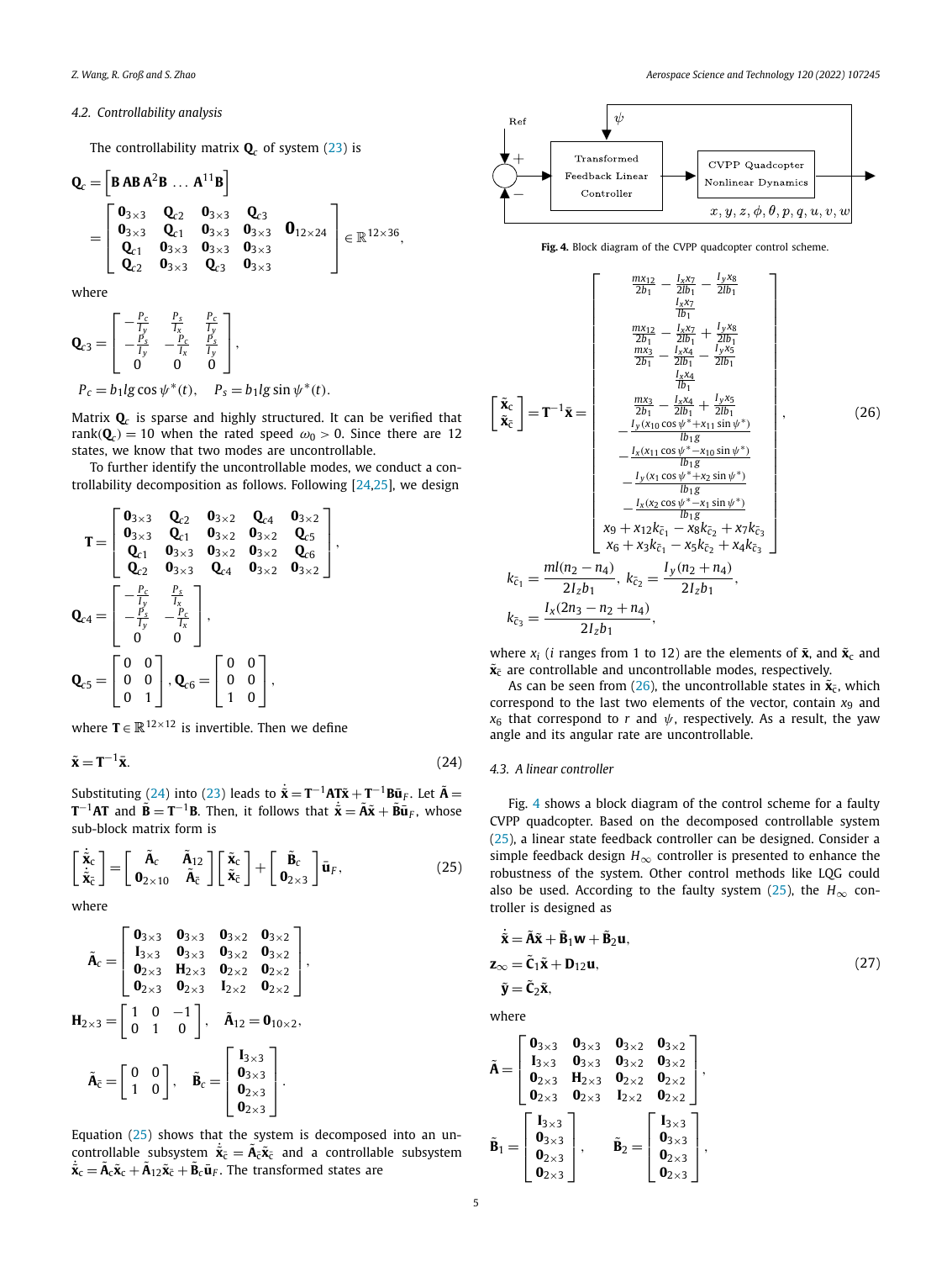### 4.2. Controllability analysis

The controllability matrix $\mathbf{Q}_c$ of system (23) is

$$
\mathbf{Q}_c = \left[\mathbf{B}\ \mathbf{AB}\ \mathbf{A}^2\mathbf{B}\ \ldots\ \mathbf{A}^{11}\mathbf{B}\right]
= \begin{bmatrix} \mathbf{0}_{3\times3} & \mathbf{Q}_{c2} & \mathbf{0}_{3\times3} & \mathbf{Q}_{c3} & \\ \mathbf{0}_{3\times3} & \mathbf{Q}_{c1} & \mathbf{0}_{3\times3} & \mathbf{0}_{3\times3} & \mathbf{0}_{12\times24} \\ \mathbf{Q}_{c1} & \mathbf{0}_{3\times3} & \mathbf{0}_{3\times3} & \mathbf{0}_{3\times3} & \\ \mathbf{Q}_{c2} & \mathbf{0}_{3\times3} & \mathbf{Q}_{c3} & \mathbf{0}_{3\times3} & \end{bmatrix} \in \mathbb{R}^{12\times36},
$$

where

$$
\mathbf{Q}_{c3} = \begin{bmatrix} -\frac{P_c}{I_y} & \frac{P_s}{I_x} & \frac{P_c}{I_y} \\ -\frac{P_s}{I_y} & -\frac{P_c}{I_x} & \frac{P_s}{I_y} \\ 0 & 0 & 0 \end{bmatrix},
$$

$$
P_c = b_1 lg\cos\psi^*(t), \quad P_s = b_1 lg\sin\psi^*(t).
$$

Matrix $\mathbf{Q}_c$ is sparse and highly structured. It can be verified that $\text{rank}(\mathbf{Q}_c) = 10$ when the rated speed $\omega_0 > 0$. Since there are 12 states, we know that two modes are uncontrollable.

To further identify the uncontrollable modes, we conduct a controllability decomposition as follows. Following [24,25], we design

$$
\mathbf{T} = \begin{bmatrix} \mathbf{0}_{3\times3} & \mathbf{Q}_{c2} & \mathbf{0}_{3\times2} & \mathbf{Q}_{c4} & \mathbf{0}_{3\times2} \\ \mathbf{0}_{3\times3} & \mathbf{Q}_{c1} & \mathbf{0}_{3\times2} & \mathbf{0}_{3\times2} & \mathbf{Q}_{c5} \\ \mathbf{Q}_{c1} & \mathbf{0}_{3\times3} & \mathbf{0}_{3\times2} & \mathbf{0}_{3\times2} & \mathbf{Q}_{c6} \\ \mathbf{Q}_{c2} & \mathbf{0}_{3\times3} & \mathbf{Q}_{c4} & \mathbf{0}_{3\times2} & \mathbf{0}_{3\times2} \end{bmatrix},
$$

$$
\mathbf{Q}_{c4} = \begin{bmatrix} -\frac{P_c}{I_y} & \frac{P_s}{I_x} \\ -\frac{P_s}{I_y} & -\frac{P_c}{I_x} \\ 0 & 0 \end{bmatrix},
$$

$$
\mathbf{Q}_{c5} = \begin{bmatrix} 0 & 0 \\ 0 & 0 \\ 0 & 1 \end{bmatrix}, \mathbf{Q}_{c6} = \begin{bmatrix} 0 & 0 \\ 0 & 0 \\ 1 & 0 \end{bmatrix},
$$

where $\mathbf{T} \in \mathbb{R}^{12\times12}$ is invertible. Then we define

$$
\tilde{\mathbf{x}} = \mathbf{T}^{-1}\bar{\mathbf{x}}. \tag{24}
$$

Substituting (24) into (23) leads to $\dot{\tilde{\mathbf{x}}} = \mathbf{T}^{-1}\mathbf{AT}\tilde{\mathbf{x}} + \mathbf{T}^{-1}\mathbf{B}\bar{\mathbf{u}}_F$. Let $\tilde{\mathbf{A}} = \mathbf{T}^{-1}\mathbf{AT}$ and $\tilde{\mathbf{B}} = \mathbf{T}^{-1}\mathbf{B}$. Then, it follows that $\dot{\tilde{\mathbf{x}}} = \tilde{\mathbf{A}}\tilde{\mathbf{x}} + \tilde{\mathbf{B}}\bar{\mathbf{u}}_F$, whose sub-block matrix form is

$$
\begin{bmatrix} \dot{\tilde{\mathbf{x}}}_c \\ \dot{\tilde{\mathbf{x}}}_{\bar{c}} \end{bmatrix} = \begin{bmatrix} \tilde{\mathbf{A}}_c & \tilde{\mathbf{A}}_{12} \\ \mathbf{0}_{2\times10} & \tilde{\mathbf{A}}_{\bar{c}} \end{bmatrix} \begin{bmatrix} \tilde{\mathbf{x}}_c \\ \tilde{\mathbf{x}}_{\bar{c}} \end{bmatrix} + \begin{bmatrix} \tilde{\mathbf{B}}_c \\ \mathbf{0}_{2\times3} \end{bmatrix} \bar{\mathbf{u}}_F, \tag{25}
$$

where

$$
\tilde{\mathbf{A}}_c = \begin{bmatrix} \mathbf{0}_{3\times3} & \mathbf{0}_{3\times3} & \mathbf{0}_{3\times2} & \mathbf{0}_{3\times2} \\ \mathbf{I}_{3\times3} & \mathbf{0}_{3\times3} & \mathbf{0}_{3\times2} & \mathbf{0}_{3\times2} \\ \mathbf{0}_{2\times3} & \mathbf{H}_{2\times3} & \mathbf{0}_{2\times2} & \mathbf{0}_{2\times2} \\ \mathbf{0}_{2\times3} & \mathbf{0}_{2\times3} & \mathbf{I}_{2\times2} & \mathbf{0}_{2\times2} \end{bmatrix},
$$

$$
\mathbf{H}_{2\times3} = \begin{bmatrix} 1 & 0 & -1 \\ 0 & 1 & 0 \end{bmatrix}, \quad \tilde{\mathbf{A}}_{12} = \mathbf{0}_{10\times2},
$$

$$
\tilde{\mathbf{A}}_{\bar{c}} = \begin{bmatrix} 0 & 0 \\ 1 & 0 \end{bmatrix}, \quad \tilde{\mathbf{B}}_c = \begin{bmatrix} \mathbf{I}_{3\times3} \\ \mathbf{0}_{3\times3} \\ \mathbf{0}_{2\times3} \\ \mathbf{0}_{2\times3} \end{bmatrix}.
$$

Equation (25) shows that the system is decomposed into an uncontrollable subsystem $\dot{\tilde{\mathbf{x}}}_{\bar{c}} = \tilde{\mathbf{A}}_{\bar{c}}\tilde{\mathbf{x}}_{\bar{c}}$ and a controllable subsystem $\dot{\tilde{\mathbf{x}}}_c = \tilde{\mathbf{A}}_c\tilde{\mathbf{x}}_c + \tilde{\mathbf{A}}_{12}\tilde{\mathbf{x}}_{\bar{c}} + \tilde{\mathbf{B}}_c\bar{\mathbf{u}}_F$. The transformed states are

**Fig. 4.** Block diagram of the CVPP quadcopter control scheme.

$$
\begin{bmatrix} \tilde{\mathbf{x}}_c \\ \tilde{\mathbf{x}}_{\bar{c}} \end{bmatrix} = \mathbf{T}^{-1}\bar{\mathbf{x}} = \begin{bmatrix} \frac{mx_{12}}{2b_1} - \frac{I_x x_7}{2lb_1} - \frac{I_y x_8}{2lb_1} \\ \frac{I_x x_7}{lb_1} \\ \frac{mx_{12}}{2b_1} - \frac{I_x x_7}{2lb_1} + \frac{I_y x_8}{2lb_1} \\ \frac{mx_3}{2b_1} - \frac{I_x x_4}{2lb_1} - \frac{I_y x_5}{2lb_1} \\ \frac{I_x x_4}{lb_1} \\ \frac{mx_3}{2b_1} - \frac{I_x x_4}{2lb_1} + \frac{I_y x_5}{2lb_1} \\ -\frac{I_y(x_{10}\cos\psi^* + x_{11}\sin\psi^*)}{lb_1 g} \\ -\frac{I_x(x_{11}\cos\psi^* - x_{10}\sin\psi^*)}{lb_1 g} \\ -\frac{I_y(x_1\cos\psi^* + x_2\sin\psi^*)}{lb_1 g} \\ -\frac{I_x(x_2\cos\psi^* - x_1\sin\psi^*)}{lb_1 g} \\ x_9 + x_{12}k_{\bar{c}_1} - x_8 k_{\bar{c}_2} + x_7 k_{\bar{c}_3} \\ x_6 + x_3 k_{\bar{c}_1} - x_5 k_{\bar{c}_2} + x_4 k_{\bar{c}_3} \end{bmatrix}, \tag{26}
$$

$$
k_{\bar{c}_1} = \frac{ml(n_2 - n_4)}{2I_z b_1}, \; k_{\bar{c}_2} = \frac{I_y(n_2 + n_4)}{2I_z b_1},
$$

$$
k_{\bar{c}_3} = \frac{I_x(2n_3 - n_2 + n_4)}{2I_z b_1},
$$

where $x_i$ ($i$ ranges from 1 to 12) are the elements of $\bar{\mathbf{x}}$, and $\tilde{\mathbf{x}}_c$ and $\tilde{\mathbf{x}}_{\bar{c}}$ are controllable and uncontrollable modes, respectively.

As can be seen from (26), the uncontrollable states in $\tilde{\mathbf{x}}_{\bar{c}}$, which correspond to the last two elements of the vector, contain $x_9$ and $x_6$ that correspond to $r$ and $\psi$, respectively. As a result, the yaw angle and its angular rate are uncontrollable.

### 4.3. A linear controller

Fig. 4 shows a block diagram of the control scheme for a faulty CVPP quadcopter. Based on the decomposed controllable system (25), a linear state feedback controller can be designed. Consider a simple feedback design $H_\infty$ controller is presented to enhance the robustness of the system. Other control methods like LQG could also be used. According to the faulty system (25), the $H_\infty$ controller is designed as

$$
\begin{aligned}
\dot{\tilde{\mathbf{x}}} &= \tilde{\mathbf{A}}\tilde{\mathbf{x}} + \tilde{\mathbf{B}}_1\mathbf{w} + \tilde{\mathbf{B}}_2\mathbf{u}, \\
\mathbf{z}_\infty &= \tilde{\mathbf{C}}_1\tilde{\mathbf{x}} + \mathbf{D}_{12}\mathbf{u}, \\
\tilde{\mathbf{y}} &= \tilde{\mathbf{C}}_2\tilde{\mathbf{x}},
\end{aligned} \tag{27}
$$

where

$$
\tilde{\mathbf{A}} = \begin{bmatrix} \mathbf{0}_{3\times3} & \mathbf{0}_{3\times3} & \mathbf{0}_{3\times2} & \mathbf{0}_{3\times2} \\ \mathbf{I}_{3\times3} & \mathbf{0}_{3\times3} & \mathbf{0}_{3\times2} & \mathbf{0}_{3\times2} \\ \mathbf{0}_{2\times3} & \mathbf{H}_{2\times3} & \mathbf{0}_{2\times2} & \mathbf{0}_{2\times2} \\ \mathbf{0}_{2\times3} & \mathbf{0}_{2\times3} & \mathbf{I}_{2\times2} & \mathbf{0}_{2\times2} \end{bmatrix},
$$

$$
\tilde{\mathbf{B}}_1 = \begin{bmatrix} \mathbf{I}_{3\times3} \\ \mathbf{0}_{3\times3} \\ \mathbf{0}_{2\times3} \\ \mathbf{0}_{2\times3} \end{bmatrix}, \quad \tilde{\mathbf{B}}_2 = \begin{bmatrix} \mathbf{I}_{3\times3} \\ \mathbf{0}_{3\times3} \\ \mathbf{0}_{2\times3} \\ \mathbf{0}_{2\times3} \end{bmatrix},
$$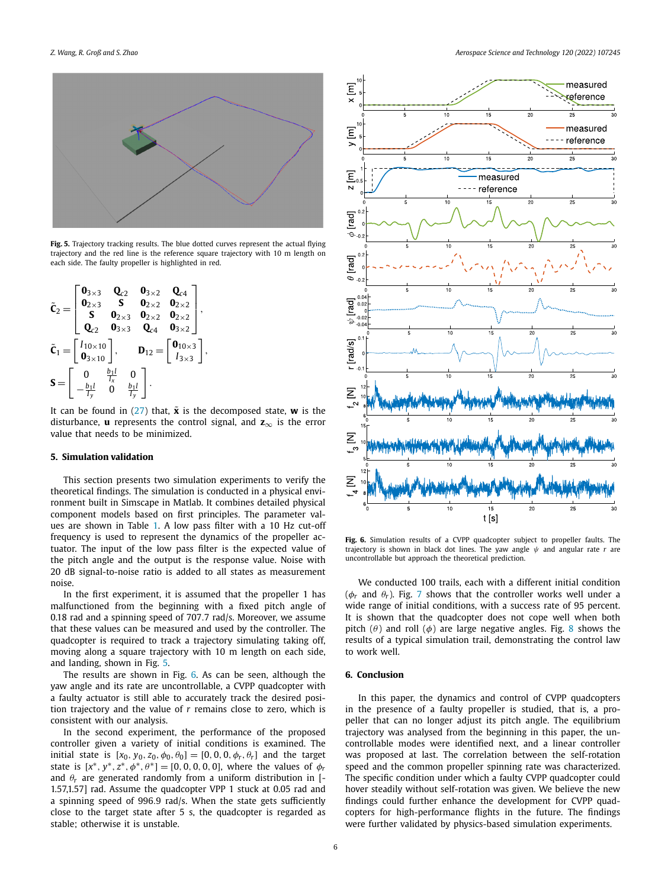Fig. 5. Trajectory tracking results. The blue dotted curves represent the actual flying trajectory and the red line is the reference square trajectory with 10 m length on each side. The faulty propeller is highlighted in red.

$$
\tilde{\mathbf{C}}_2 = \begin{bmatrix} \mathbf{0}_{3\times 3} & \mathbf{Q}_{c2} & \mathbf{0}_{3\times 2} & \mathbf{Q}_{c4} \\ \mathbf{0}_{2\times 3} & \mathbf{S} & \mathbf{0}_{2\times 2} & \mathbf{0}_{2\times 2} \\ \mathbf{S} & \mathbf{0}_{2\times 3} & \mathbf{0}_{2\times 2} & \mathbf{0}_{2\times 2} \\ \mathbf{Q}_{c2} & \mathbf{0}_{3\times 3} & \mathbf{Q}_{c4} & \mathbf{0}_{3\times 2} \end{bmatrix},
$$

$$
\tilde{\mathbf{C}}_1 = \begin{bmatrix} I_{10\times 10} \\ \mathbf{0}_{3\times 10} \end{bmatrix}, \quad \mathbf{D}_{12} = \begin{bmatrix} \mathbf{0}_{10\times 3} \\ I_{3\times 3} \end{bmatrix},
$$

$$
\mathbf{S} = \begin{bmatrix} 0 & \frac{b_1 l}{I_x} & 0 \\ -\frac{b_1 l}{I_y} & 0 & \frac{b_1 l}{I_y} \end{bmatrix}.
$$

It can be found in (27) that, $\tilde{\mathbf{x}}$ is the decomposed state, $\mathbf{w}$ is the disturbance, $\mathbf{u}$ represents the control signal, and $\mathbf{z}_\infty$ is the error value that needs to be minimized.

## 5. Simulation validation

This section presents two simulation experiments to verify the theoretical findings. The simulation is conducted in a physical environment built in Simscape in Matlab. It combines detailed physical component models based on first principles. The parameter values are shown in Table 1. A low pass filter with a 10 Hz cut-off frequency is used to represent the dynamics of the propeller actuator. The input of the low pass filter is the expected value of the pitch angle and the output is the response value. Noise with 20 dB signal-to-noise ratio is added to all states as measurement noise.

In the first experiment, it is assumed that the propeller 1 has malfunctioned from the beginning with a fixed pitch angle of 0.18 rad and a spinning speed of 707.7 rad/s. Moreover, we assume that these values can be measured and used by the controller. The quadcopter is required to track a trajectory simulating taking off, moving along a square trajectory with 10 m length on each side, and landing, shown in Fig. 5.

The results are shown in Fig. 6. As can be seen, although the yaw angle and its rate are uncontrollable, a CVPP quadcopter with a faulty actuator is still able to accurately track the desired position trajectory and the value of $r$ remains close to zero, which is consistent with our analysis.

In the second experiment, the performance of the proposed controller given a variety of initial conditions is examined. The initial state is $[x_0, y_0, z_0, \phi_0, \theta_0] = [0, 0, 0, \phi_r, \theta_r]$ and the target state is $[x^*, y^*, z^*, \phi^*, \theta^*] = [0, 0, 0, 0, 0]$, where the values of $\phi_r$ and $\theta_r$ are generated randomly from a uniform distribution in [-1.57,1.57] rad. Assume the quadcopter VPP 1 stuck at 0.05 rad and a spinning speed of 996.9 rad/s. When the state gets sufficiently close to the target state after 5 s, the quadcopter is regarded as stable; otherwise it is unstable.

Fig. 6. Simulation results of a CVPP quadcopter subject to propeller faults. The trajectory is shown in black dot lines. The yaw angle $\psi$ and angular rate $r$ are uncontrollable but approach the theoretical prediction.

We conducted 100 trails, each with a different initial condition ($\phi_r$ and $\theta_r$). Fig. 7 shows that the controller works well under a wide range of initial conditions, with a success rate of 95 percent. It is shown that the quadcopter does not cope well when both pitch ($\theta$) and roll ($\phi$) are large negative angles. Fig. 8 shows the results of a typical simulation trail, demonstrating the control law to work well.

## 6. Conclusion

In this paper, the dynamics and control of CVPP quadcopters in the presence of a faulty propeller is studied, that is, a propeller that can no longer adjust its pitch angle. The equilibrium trajectory was analysed from the beginning in this paper, the uncontrollable modes were identified next, and a linear controller was proposed at last. The correlation between the self-rotation speed and the common propeller spinning rate was characterized. The specific condition under which a faulty CVPP quadcopter could hover steadily without self-rotation was given. We believe the new findings could further enhance the development for CVPP quadcopters for high-performance flights in the future. The findings were further validated by physics-based simulation experiments.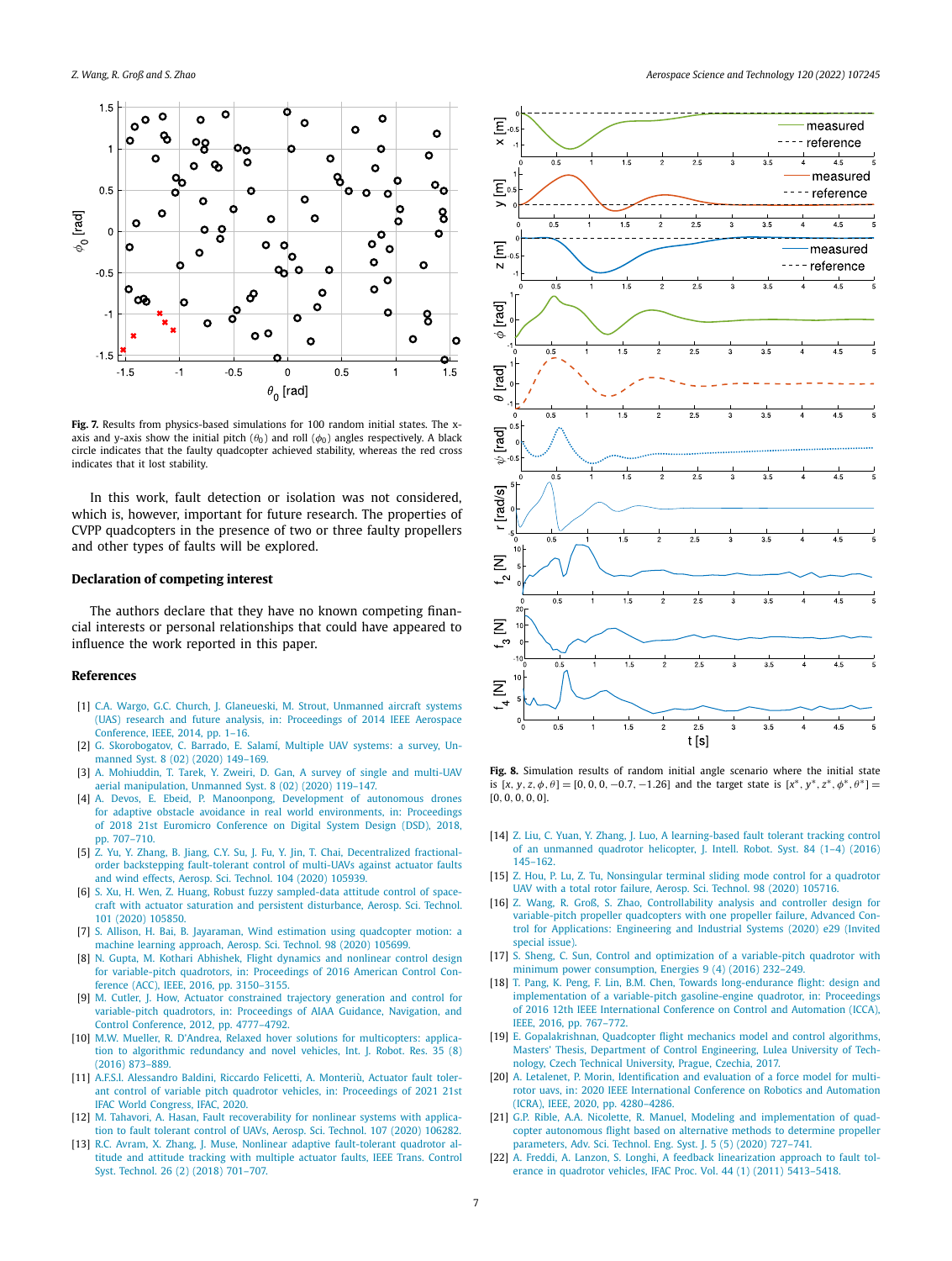**Fig. 7.** Results from physics-based simulations for 100 random initial states. The x-axis and y-axis show the initial pitch ($\theta_0$) and roll ($\phi_0$) angles respectively. A black circle indicates that the faulty quadcopter achieved stability, whereas the red cross indicates that it lost stability.

**Fig. 8.** Simulation results of random initial angle scenario where the initial state is $[x, y, z, \phi, \theta] = [0, 0, 0, -0.7, -1.26]$ and the target state is $[x^*, y^*, z^*, \phi^*, \theta^*] = [0, 0, 0, 0, 0]$.

In this work, fault detection or isolation was not considered, which is, however, important for future research. The properties of CVPP quadcopters in the presence of two or three faulty propellers and other types of faults will be explored.

## Declaration of competing interest

The authors declare that they have no known competing financial interests or personal relationships that could have appeared to influence the work reported in this paper.

## References

[1] C.A. Wargo, G.C. Church, J. Glaneueski, M. Strout, Unmanned aircraft systems (UAS) research and future analysis, in: Proceedings of 2014 IEEE Aerospace Conference, IEEE, 2014, pp. 1–16.

[2] G. Skorobogatov, C. Barrado, E. Salamí, Multiple UAV systems: a survey, Unmanned Syst. 8 (02) (2020) 149–169.

[3] A. Mohiuddin, T. Tarek, Y. Zweiri, D. Gan, A survey of single and multi-UAV aerial manipulation, Unmanned Syst. 8 (02) (2020) 119–147.

[4] A. Devos, E. Ebeid, P. Manoonpong, Development of autonomous drones for adaptive obstacle avoidance in real world environments, in: Proceedings of 2018 21st Euromicro Conference on Digital System Design (DSD), 2018, pp. 707–710.

[5] Z. Yu, Y. Zhang, B. Jiang, C.Y. Su, J. Fu, Y. Jin, T. Chai, Decentralized fractional-order backstepping fault-tolerant control of multi-UAVs against actuator faults and wind effects, Aerosp. Sci. Technol. 104 (2020) 105939.

[6] S. Xu, H. Wen, Z. Huang, Robust fuzzy sampled-data attitude control of spacecraft with actuator saturation and persistent disturbance, Aerosp. Sci. Technol. 101 (2020) 105850.

[7] S. Allison, H. Bai, B. Jayaraman, Wind estimation using quadcopter motion: a machine learning approach, Aerosp. Sci. Technol. 98 (2020) 105699.

[8] N. Gupta, M. Kothari Abhishek, Flight dynamics and nonlinear control design for variable-pitch quadrotors, in: Proceedings of 2016 American Control Conference (ACC), IEEE, 2016, pp. 3150–3155.

[9] M. Cutler, J. How, Actuator constrained trajectory generation and control for variable-pitch quadrotors, in: Proceedings of AIAA Guidance, Navigation, and Control Conference, 2012, pp. 4777–4792.

[10] M.W. Mueller, R. D'Andrea, Relaxed hover solutions for multicopters: application to algorithmic redundancy and novel vehicles, Int. J. Robot. Res. 35 (8) (2016) 873–889.

[11] A.F.S.I. Alessandro Baldini, Riccardo Felicetti, A. Monteriù, Actuator fault tolerant control of variable pitch quadrotor vehicles, in: Proceedings of 2021 21st IFAC World Congress, IFAC, 2020.

[12] M. Tahavori, A. Hasan, Fault recoverability for nonlinear systems with application to fault tolerant control of UAVs, Aerosp. Sci. Technol. 107 (2020) 106282.

[13] R.C. Avram, X. Zhang, J. Muse, Nonlinear adaptive fault-tolerant quadrotor altitude and attitude tracking with multiple actuator faults, IEEE Trans. Control Syst. Technol. 26 (2) (2018) 701–707.

[14] Z. Liu, C. Yuan, Y. Zhang, J. Luo, A learning-based fault tolerant tracking control of an unmanned quadrotor helicopter, J. Intell. Robot. Syst. 84 (1–4) (2016) 145–162.

[15] Z. Hou, P. Lu, Z. Tu, Nonsingular terminal sliding mode control for a quadrotor UAV with a total rotor failure, Aerosp. Sci. Technol. 98 (2020) 105716.

[16] Z. Wang, R. Groß, S. Zhao, Controllability analysis and controller design for variable-pitch propeller quadcopters with one propeller failure, Advanced Control for Applications: Engineering and Industrial Systems (2020) e29 (Invited special issue).

[17] S. Sheng, C. Sun, Control and optimization of a variable-pitch quadrotor with minimum power consumption, Energies 9 (4) (2016) 232–249.

[18] T. Pang, K. Peng, F. Lin, B.M. Chen, Towards long-endurance flight: design and implementation of a variable-pitch gasoline-engine quadrotor, in: Proceedings of 2016 12th IEEE International Conference on Control and Automation (ICCA), IEEE, 2016, pp. 767–772.

[19] E. Gopalakrishnan, Quadcopter flight mechanics model and control algorithms, Masters' Thesis, Department of Control Engineering, Lulea University of Technology, Czech Technical University, Prague, Czechia, 2017.

[20] A. Letalenet, P. Morin, Identification and evaluation of a force model for multirotor uavs, in: 2020 IEEE International Conference on Robotics and Automation (ICRA), IEEE, 2020, pp. 4280–4286.

[21] G.P. Rible, A.A. Nicolette, R. Manuel, Modeling and implementation of quadcopter autonomous flight based on alternative methods to determine propeller parameters, Adv. Sci. Technol. Eng. Syst. J. 5 (5) (2020) 727–741.

[22] A. Freddi, A. Lanzon, S. Longhi, A feedback linearization approach to fault tolerance in quadrotor vehicles, IFAC Proc. Vol. 44 (1) (2011) 5413–5418.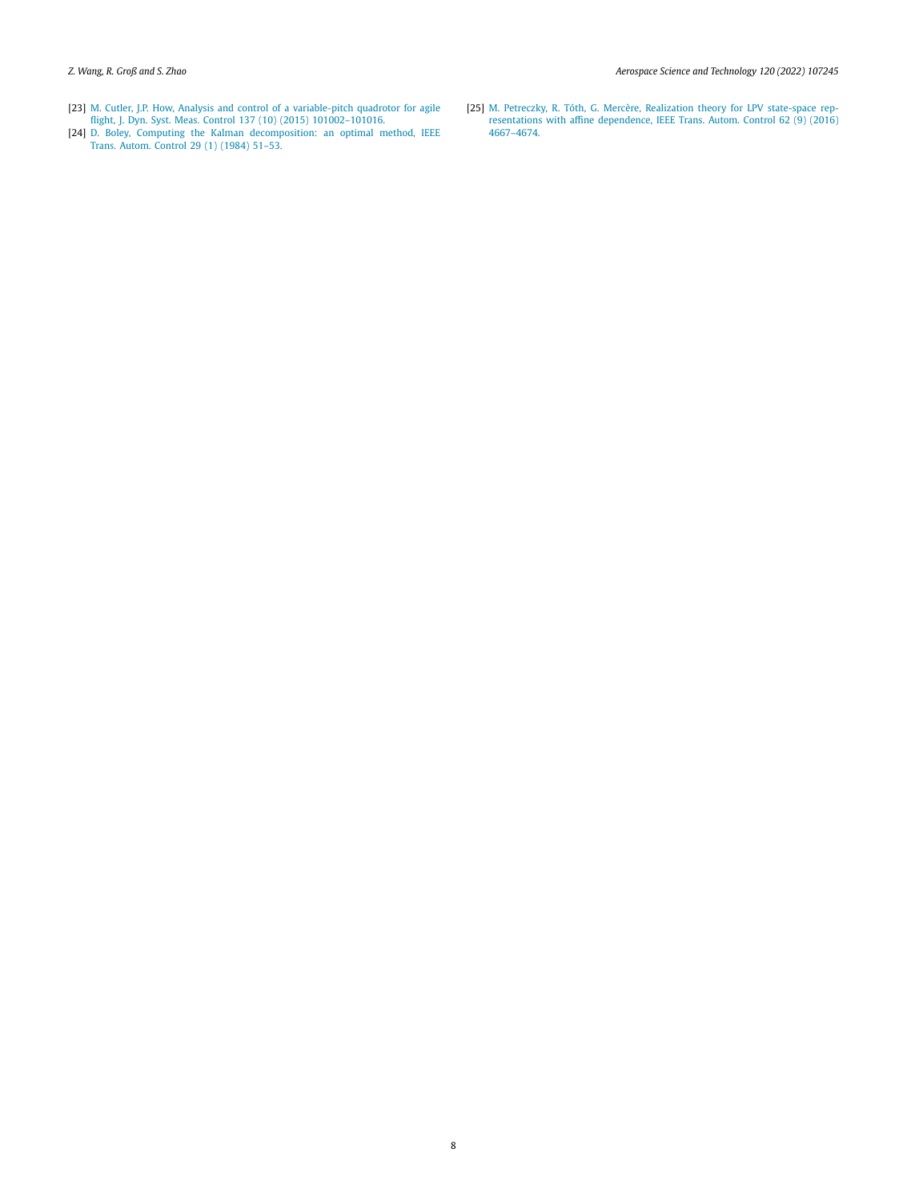[23] M. Cutler, J.P. How, Analysis and control of a variable-pitch quadrotor for agile flight, J. Dyn. Syst. Meas. Control 137 (10) (2015) 101002–101016.

[24] D. Boley, Computing the Kalman decomposition: an optimal method, IEEE Trans. Autom. Control 29 (1) (1984) 51–53.

[25] M. Petreczky, R. Tóth, G. Mercère, Realization theory for LPV state-space representations with affine dependence, IEEE Trans. Autom. Control 62 (9) (2016) 4667–4674.